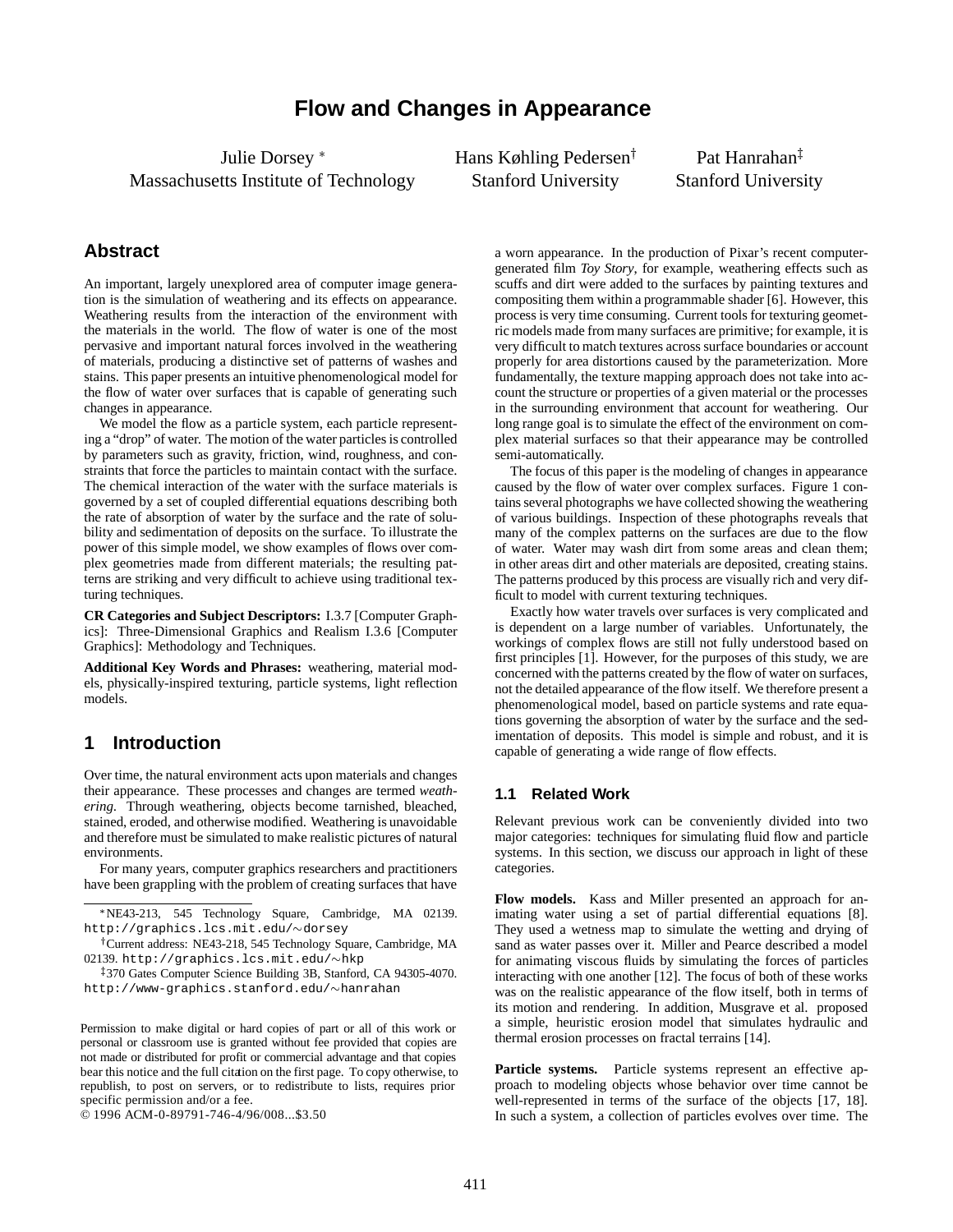# Flow and Changes in Appearance

Julie Dorsey *
Massachusetts Institute of Technology

Hans Køhling Pedersen†
Stanford University

Pat Hanrahan‡
Stanford University

## Abstract

An important, largely unexplored area of computer image generation is the simulation of weathering and its effects on appearance. Weathering results from the interaction of the environment with the materials in the world. The flow of water is one of the most pervasive and important natural forces involved in the weathering of materials, producing a distinctive set of patterns of washes and stains. This paper presents an intuitive phenomenological model for the flow of water over surfaces that is capable of generating such changes in appearance.

We model the flow as a particle system, each particle representing a "drop" of water. The motion of the water particles is controlled by parameters such as gravity, friction, wind, roughness, and constraints that force the particles to maintain contact with the surface. The chemical interaction of the water with the surface materials is governed by a set of coupled differential equations describing both the rate of absorption of water by the surface and the rate of solubility and sedimentation of deposits on the surface. To illustrate the power of this simple model, we show examples of flows over complex geometries made from different materials; the resulting patterns are striking and very difficult to achieve using traditional texturing techniques.

**CR Categories and Subject Descriptors:** I.3.7 [Computer Graphics]: Three-Dimensional Graphics and Realism I.3.6 [Computer Graphics]: Methodology and Techniques.

**Additional Key Words and Phrases:** weathering, material models, physically-inspired texturing, particle systems, light reflection models.

## 1 Introduction

Over time, the natural environment acts upon materials and changes their appearance. These processes and changes are termed *weathering*. Through weathering, objects become tarnished, bleached, stained, eroded, and otherwise modified. Weathering is unavoidable and therefore must be simulated to make realistic pictures of natural environments.

For many years, computer graphics researchers and practitioners have been grappling with the problem of creating surfaces that have a worn appearance. In the production of Pixar's recent computer-generated film *Toy Story*, for example, weathering effects such as scuffs and dirt were added to the surfaces by painting textures and compositing them within a programmable shader [6]. However, this process is very time consuming. Current tools for texturing geometric models made from many surfaces are primitive; for example, it is very difficult to match textures across surface boundaries or account properly for area distortions caused by the parameterization. More fundamentally, the texture mapping approach does not take into account the structure or properties of a given material or the processes in the surrounding environment that account for weathering. Our long range goal is to simulate the effect of the environment on complex material surfaces so that their appearance may be controlled semi-automatically.

The focus of this paper is the modeling of changes in appearance caused by the flow of water over complex surfaces. Figure 1 contains several photographs we have collected showing the weathering of various buildings. Inspection of these photographs reveals that many of the complex patterns on the surfaces are due to the flow of water. Water may wash dirt from some areas and clean them; in other areas dirt and other materials are deposited, creating stains. The patterns produced by this process are visually rich and very difficult to model with current texturing techniques.

Exactly how water travels over surfaces is very complicated and is dependent on a large number of variables. Unfortunately, the workings of complex flows are still not fully understood based on first principles [1]. However, for the purposes of this study, we are concerned with the patterns created by the flow of water on surfaces, not the detailed appearance of the flow itself. We therefore present a phenomenological model, based on particle systems and rate equations governing the absorption of water by the surface and the sedimentation of deposits. This model is simple and robust, and it is capable of generating a wide range of flow effects.

### 1.1 Related Work

Relevant previous work can be conveniently divided into two major categories: techniques for simulating fluid flow and particle systems. In this section, we discuss our approach in light of these categories.

**Flow models.** Kass and Miller presented an approach for animating water using a set of partial differential equations [8]. They used a wetness map to simulate the wetting and drying of sand as water passes over it. Miller and Pearce described a model for animating viscous fluids by simulating the forces of particles interacting with one another [12]. The focus of both of these works was on the realistic appearance of the flow itself, both in terms of its motion and rendering. In addition, Musgrave et al. proposed a simple, heuristic erosion model that simulates hydraulic and thermal erosion processes on fractal terrains [14].

**Particle systems.** Particle systems represent an effective approach to modeling objects whose behavior over time cannot be well-represented in terms of the surface of the objects [17, 18]. In such a system, a collection of particles evolves over time. The

*NE43-213, 545 Technology Square, Cambridge, MA 02139. http://graphics.lcs.mit.edu/∼dorsey

†Current address: NE43-218, 545 Technology Square, Cambridge, MA 02139. http://graphics.lcs.mit.edu/∼hkp

‡370 Gates Computer Science Building 3B, Stanford, CA 94305-4070. http://www-graphics.stanford.edu/∼hanrahan

Permission to make digital or hard copies of part or all of this work or personal or classroom use is granted without fee provided that copies are not made or distributed for profit or commercial advantage and that copies bear this notice and the full citation on the first page. To copy otherwise, to republish, to post on servers, or to redistribute to lists, requires prior specific permission and/or a fee.
© 1996 ACM-0-89791-746-4/96/008...$3.50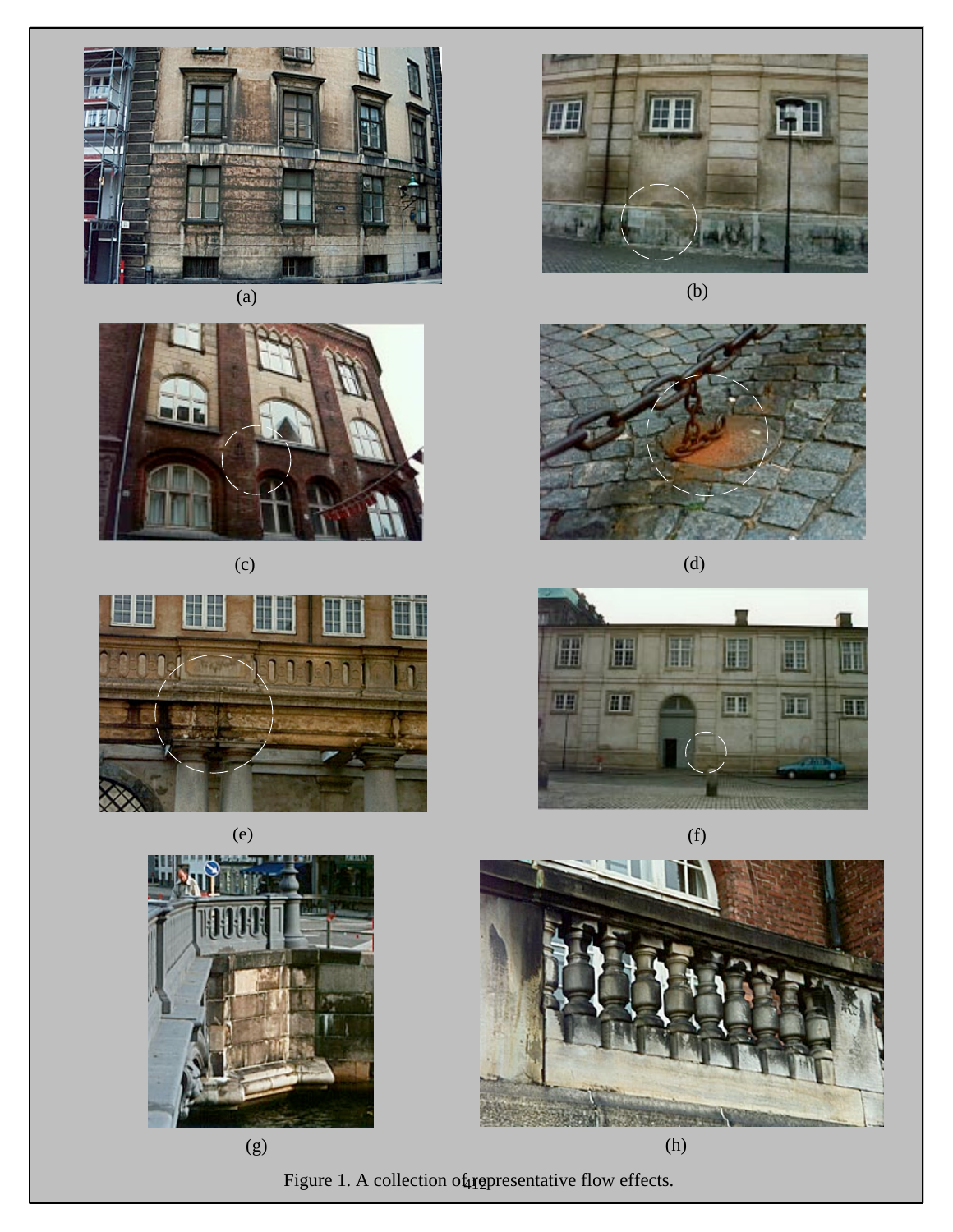(a)

(b)

(c)

(d)

(e)

(f)

(g)

(h)

Figure 1. A collection of representative flow effects.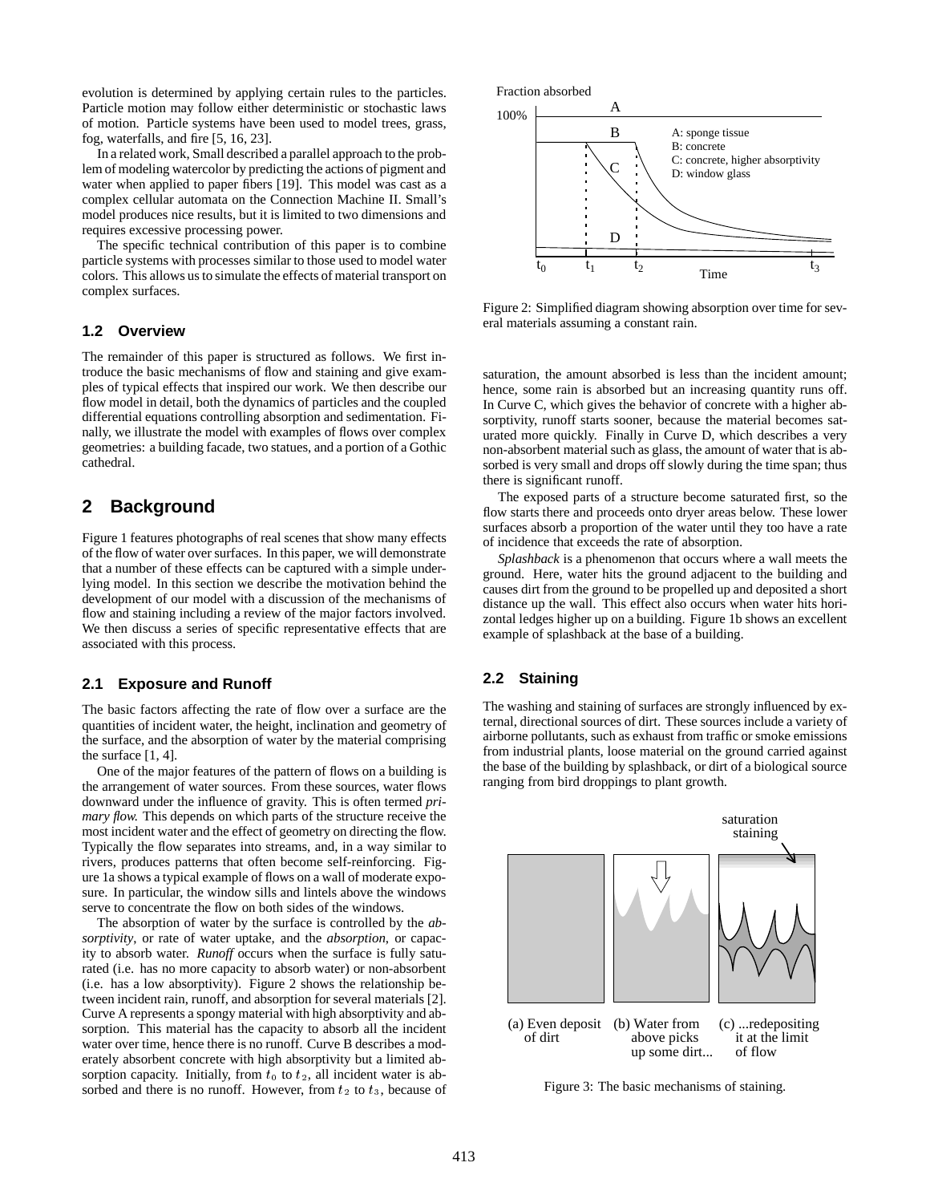evolution is determined by applying certain rules to the particles. Particle motion may follow either deterministic or stochastic laws of motion. Particle systems have been used to model trees, grass, fog, waterfalls, and fire [5, 16, 23].

In a related work, Small described a parallel approach to the problem of modeling watercolor by predicting the actions of pigment and water when applied to paper fibers [19]. This model was cast as a complex cellular automata on the Connection Machine II. Small's model produces nice results, but it is limited to two dimensions and requires excessive processing power.

The specific technical contribution of this paper is to combine particle systems with processes similar to those used to model water colors. This allows us to simulate the effects of material transport on complex surfaces.

### 1.2 Overview

The remainder of this paper is structured as follows. We first introduce the basic mechanisms of flow and staining and give examples of typical effects that inspired our work. We then describe our flow model in detail, both the dynamics of particles and the coupled differential equations controlling absorption and sedimentation. Finally, we illustrate the model with examples of flows over complex geometries: a building facade, two statues, and a portion of a Gothic cathedral.

## 2 Background

Figure 1 features photographs of real scenes that show many effects of the flow of water over surfaces. In this paper, we will demonstrate that a number of these effects can be captured with a simple underlying model. In this section we describe the motivation behind the development of our model with a discussion of the mechanisms of flow and staining including a review of the major factors involved. We then discuss a series of specific representative effects that are associated with this process.

### 2.1 Exposure and Runoff

The basic factors affecting the rate of flow over a surface are the quantities of incident water, the height, inclination and geometry of the surface, and the absorption of water by the material comprising the surface [1, 4].

One of the major features of the pattern of flows on a building is the arrangement of water sources. From these sources, water flows downward under the influence of gravity. This is often termed *primary flow.* This depends on which parts of the structure receive the most incident water and the effect of geometry on directing the flow. Typically the flow separates into streams, and, in a way similar to rivers, produces patterns that often become self-reinforcing. Figure 1a shows a typical example of flows on a wall of moderate exposure. In particular, the window sills and lintels above the windows serve to concentrate the flow on both sides of the windows.

The absorption of water by the surface is controlled by the *absorptivity*, or rate of water uptake, and the *absorption*, or capacity to absorb water. *Runoff* occurs when the surface is fully saturated (i.e. has no more capacity to absorb water) or non-absorbent (i.e. has a low absorptivity). Figure 2 shows the relationship between incident rain, runoff, and absorption for several materials [2]. Curve A represents a spongy material with high absorptivity and absorption. This material has the capacity to absorb all the incident water over time, hence there is no runoff. Curve B describes a moderately absorbent concrete with high absorptivity but a limited absorption capacity. Initially, from $t_0$ to $t_2$, all incident water is absorbed and there is no runoff. However, from $t_2$ to $t_3$, because of saturation, the amount absorbed is less than the incident amount; hence, some rain is absorbed but an increasing quantity runs off. In Curve C, which gives the behavior of concrete with a higher absorptivity, runoff starts sooner, because the material becomes saturated more quickly. Finally in Curve D, which describes a very non-absorbent material such as glass, the amount of water that is absorbed is very small and drops off slowly during the time span; thus there is significant runoff.

Fraction absorbed
100%
A
B
C
D
A: sponge tissue
B: concrete
C: concrete, higher absorptivity
D: window glass
$t_0$ $t_1$ $t_2$ $t_3$
Time

Figure 2: Simplified diagram showing absorption over time for several materials assuming a constant rain.

The exposed parts of a structure become saturated first, so the flow starts there and proceeds onto dryer areas below. These lower surfaces absorb a proportion of the water until they too have a rate of incidence that exceeds the rate of absorption.

*Splashback* is a phenomenon that occurs where a wall meets the ground. Here, water hits the ground adjacent to the building and causes dirt from the ground to be propelled up and deposited a short distance up the wall. This effect also occurs when water hits horizontal ledges higher up on a building. Figure 1b shows an excellent example of splashback at the base of a building.

### 2.2 Staining

The washing and staining of surfaces are strongly influenced by external, directional sources of dirt. These sources include a variety of airborne pollutants, such as exhaust from traffic or smoke emissions from industrial plants, loose material on the ground carried against the base of the building by splashback, or dirt of a biological source ranging from bird droppings to plant growth.

saturation staining

(a) Even deposit of dirt
(b) Water from above picks up some dirt...
(c) ...redepositing it at the limit of flow

Figure 3: The basic mechanisms of staining.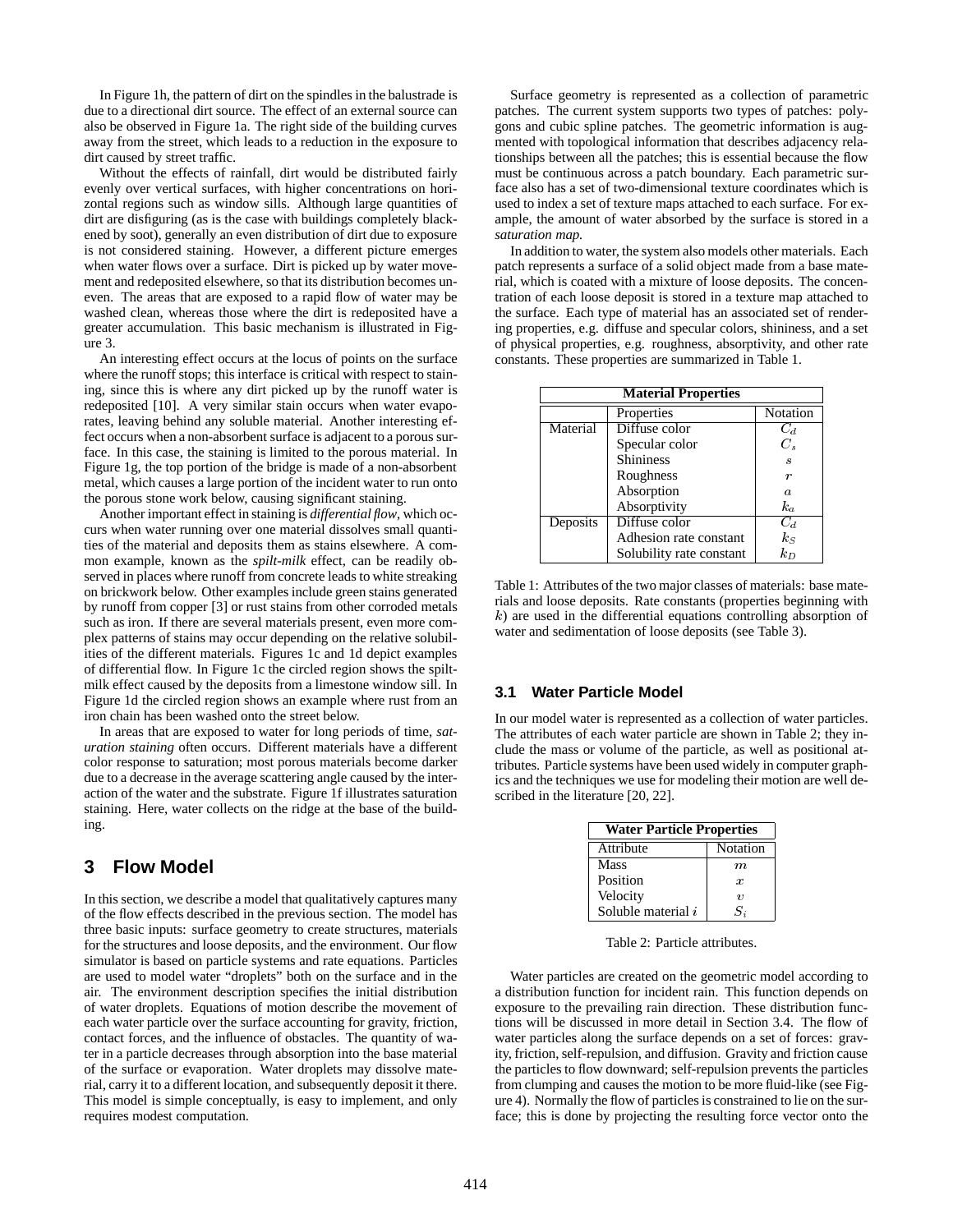In Figure 1h, the pattern of dirt on the spindles in the balustrade is due to a directional dirt source. The effect of an external source can also be observed in Figure 1a. The right side of the building curves away from the street, which leads to a reduction in the exposure to dirt caused by street traffic.

Without the effects of rainfall, dirt would be distributed fairly evenly over vertical surfaces, with higher concentrations on horizontal regions such as window sills. Although large quantities of dirt are disfiguring (as is the case with buildings completely blackened by soot), generally an even distribution of dirt due to exposure is not considered staining. However, a different picture emerges when water flows over a surface. Dirt is picked up by water movement and redeposited elsewhere, so that its distribution becomes uneven. The areas that are exposed to a rapid flow of water may be washed clean, whereas those where the dirt is redeposited have a greater accumulation. This basic mechanism is illustrated in Figure 3.

An interesting effect occurs at the locus of points on the surface where the runoff stops; this interface is critical with respect to staining, since this is where any dirt picked up by the runoff water is redeposited [10]. A very similar stain occurs when water evaporates, leaving behind any soluble material. Another interesting effect occurs when a non-absorbent surface is adjacent to a porous surface. In this case, the staining is limited to the porous material. In Figure 1g, the top portion of the bridge is made of a non-absorbent metal, which causes a large portion of the incident water to run onto the porous stone work below, causing significant staining.

Another important effect in staining is *differential flow*, which occurs when water running over one material dissolves small quantities of the material and deposits them as stains elsewhere. A common example, known as the *spilt-milk* effect, can be readily observed in places where runoff from concrete leads to white streaking on brickwork below. Other examples include green stains generated by runoff from copper [3] or rust stains from other corroded metals such as iron. If there are several materials present, even more complex patterns of stains may occur depending on the relative solubilities of the different materials. Figures 1c and 1d depict examples of differential flow. In Figure 1c the circled region shows the spilt-milk effect caused by the deposits from a limestone window sill. In Figure 1d the circled region shows an example where rust from an iron chain has been washed onto the street below.

In areas that are exposed to water for long periods of time, *saturation staining* often occurs. Different materials have a different color response to saturation; most porous materials become darker due to a decrease in the average scattering angle caused by the interaction of the water and the substrate. Figure 1f illustrates saturation staining. Here, water collects on the ridge at the base of the building.

## 3 Flow Model

In this section, we describe a model that qualitatively captures many of the flow effects described in the previous section. The model has three basic inputs: surface geometry to create structures, materials for the structures and loose deposits, and the environment. Our flow simulator is based on particle systems and rate equations. Particles are used to model water "droplets" both on the surface and in the air. The environment description specifies the initial distribution of water droplets. Equations of motion describe the movement of each water particle over the surface accounting for gravity, friction, contact forces, and the influence of obstacles. The quantity of water in a particle decreases through absorption into the base material of the surface or evaporation. Water droplets may dissolve material, carry it to a different location, and subsequently deposit it there. This model is simple conceptually, is easy to implement, and only requires modest computation.

Surface geometry is represented as a collection of parametric patches. The current system supports two types of patches: polygons and cubic spline patches. The geometric information is augmented with topological information that describes adjacency relationships between all the patches; this is essential because the flow must be continuous across a patch boundary. Each parametric surface also has a set of two-dimensional texture coordinates which is used to index a set of texture maps attached to each surface. For example, the amount of water absorbed by the surface is stored in a *saturation map.*

In addition to water, the system also models other materials. Each patch represents a surface of a solid object made from a base material, which is coated with a mixture of loose deposits. The concentration of each loose deposit is stored in a texture map attached to the surface. Each type of material has an associated set of rendering properties, e.g. diffuse and specular colors, shininess, and a set of physical properties, e.g. roughness, absorptivity, and other rate constants. These properties are summarized in Table 1.

| Material Properties | | |
|---|---|---|
| | Properties | Notation |
| Material | Diffuse color | $C_d$ |
| | Specular color | $C_s$ |
| | Shininess | $s$ |
| | Roughness | $r$ |
| | Absorption | $a$ |
| | Absorptivity | $k_a$ |
| Deposits | Diffuse color | $C_d$ |
| | Adhesion rate constant | $k_S$ |
| | Solubility rate constant | $k_D$ |

Table 1: Attributes of the two major classes of materials: base materials and loose deposits. Rate constants (properties beginning with $k$) are used in the differential equations controlling absorption of water and sedimentation of loose deposits (see Table 3).

### 3.1 Water Particle Model

In our model water is represented as a collection of water particles. The attributes of each water particle are shown in Table 2; they include the mass or volume of the particle, as well as positional attributes. Particle systems have been used widely in computer graphics and the techniques we use for modeling their motion are well described in the literature [20, 22].

| Water Particle Properties | |
|---|---|
| Attribute | Notation |
| Mass | $m$ |
| Position | $x$ |
| Velocity | $v$ |
| Soluble material $i$ | $S_i$ |

Table 2: Particle attributes.

Water particles are created on the geometric model according to a distribution function for incident rain. This function depends on exposure to the prevailing rain direction. These distribution functions will be discussed in more detail in Section 3.4. The flow of water particles along the surface depends on a set of forces: gravity, friction, self-repulsion, and diffusion. Gravity and friction cause the particles to flow downward; self-repulsion prevents the particles from clumping and causes the motion to be more fluid-like (see Figure 4). Normally the flow of particles is constrained to lie on the surface; this is done by projecting the resulting force vector onto the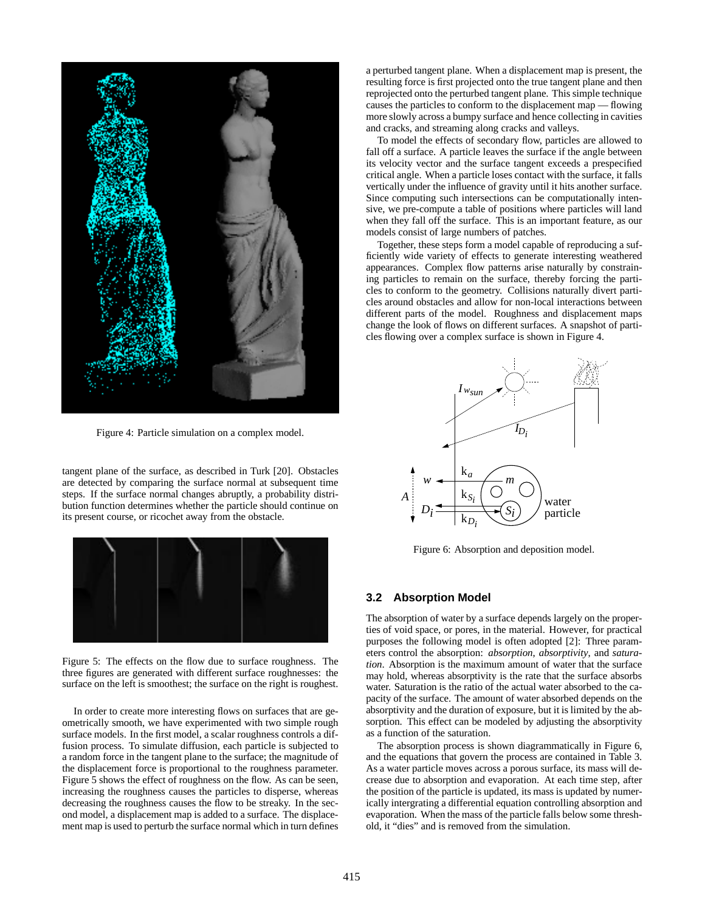Figure 4: Particle simulation on a complex model.

tangent plane of the surface, as described in Turk [20]. Obstacles are detected by comparing the surface normal at subsequent time steps. If the surface normal changes abruptly, a probability distribution function determines whether the particle should continue on its present course, or ricochet away from the obstacle.

Figure 5: The effects on the flow due to surface roughness. The three figures are generated with different surface roughnesses: the surface on the left is smoothest; the surface on the right is roughest.

In order to create more interesting flows on surfaces that are geometrically smooth, we have experimented with two simple rough surface models. In the first model, a scalar roughness controls a diffusion process. To simulate diffusion, each particle is subjected to a random force in the tangent plane to the surface; the magnitude of the displacement force is proportional to the roughness parameter. Figure 5 shows the effect of roughness on the flow. As can be seen, increasing the roughness causes the particles to disperse, whereas decreasing the roughness causes the flow to be streaky. In the second model, a displacement map is added to a surface. The displacement map is used to perturb the surface normal which in turn defines a perturbed tangent plane. When a displacement map is present, the resulting force is first projected onto the true tangent plane and then reprojected onto the perturbed tangent plane. This simple technique causes the particles to conform to the displacement map — flowing more slowly across a bumpy surface and hence collecting in cavities and cracks, and streaming along cracks and valleys.

To model the effects of secondary flow, particles are allowed to fall off a surface. A particle leaves the surface if the angle between its velocity vector and the surface tangent exceeds a prespecified critical angle. When a particle loses contact with the surface, it falls vertically under the influence of gravity until it hits another surface. Since computing such intersections can be computationally intensive, we pre-compute a table of positions where particles will land when they fall off the surface. This is an important feature, as our models consist of large numbers of patches.

Together, these steps form a model capable of reproducing a sufficiently wide variety of effects to generate interesting weathered appearances. Complex flow patterns arise naturally by constraining particles to remain on the surface, thereby forcing the particles to conform to the geometry. Collisions naturally divert particles around obstacles and allow for non-local interactions between different parts of the model. Roughness and displacement maps change the look of flows on different surfaces. A snapshot of particles flowing over a complex surface is shown in Figure 4.

$I_{w_{sun}}$

$I_{D_i}$

$k_a$

$m$

$w$

$A$

$k_{S_i}$

$D_i$

$S_i$

$k_{D_i}$

water particle

Figure 6: Absorption and deposition model.

### 3.2 Absorption Model

The absorption of water by a surface depends largely on the properties of void space, or pores, in the material. However, for practical purposes the following model is often adopted [2]: Three parameters control the absorption: *absorption*, *absorptivity*, and *saturation*. Absorption is the maximum amount of water that the surface may hold, whereas absorptivity is the rate that the surface absorbs water. Saturation is the ratio of the actual water absorbed to the capacity of the surface. The amount of water absorbed depends on the absorptivity and the duration of exposure, but it is limited by the absorption. This effect can be modeled by adjusting the absorptivity as a function of the saturation.

The absorption process is shown diagrammatically in Figure 6, and the equations that govern the process are contained in Table 3. As a water particle moves across a porous surface, its mass will decrease due to absorption and evaporation. At each time step, after the position of the particle is updated, its mass is updated by numerically intergrating a differential equation controlling absorption and evaporation. When the mass of the particle falls below some threshold, it "dies" and is removed from the simulation.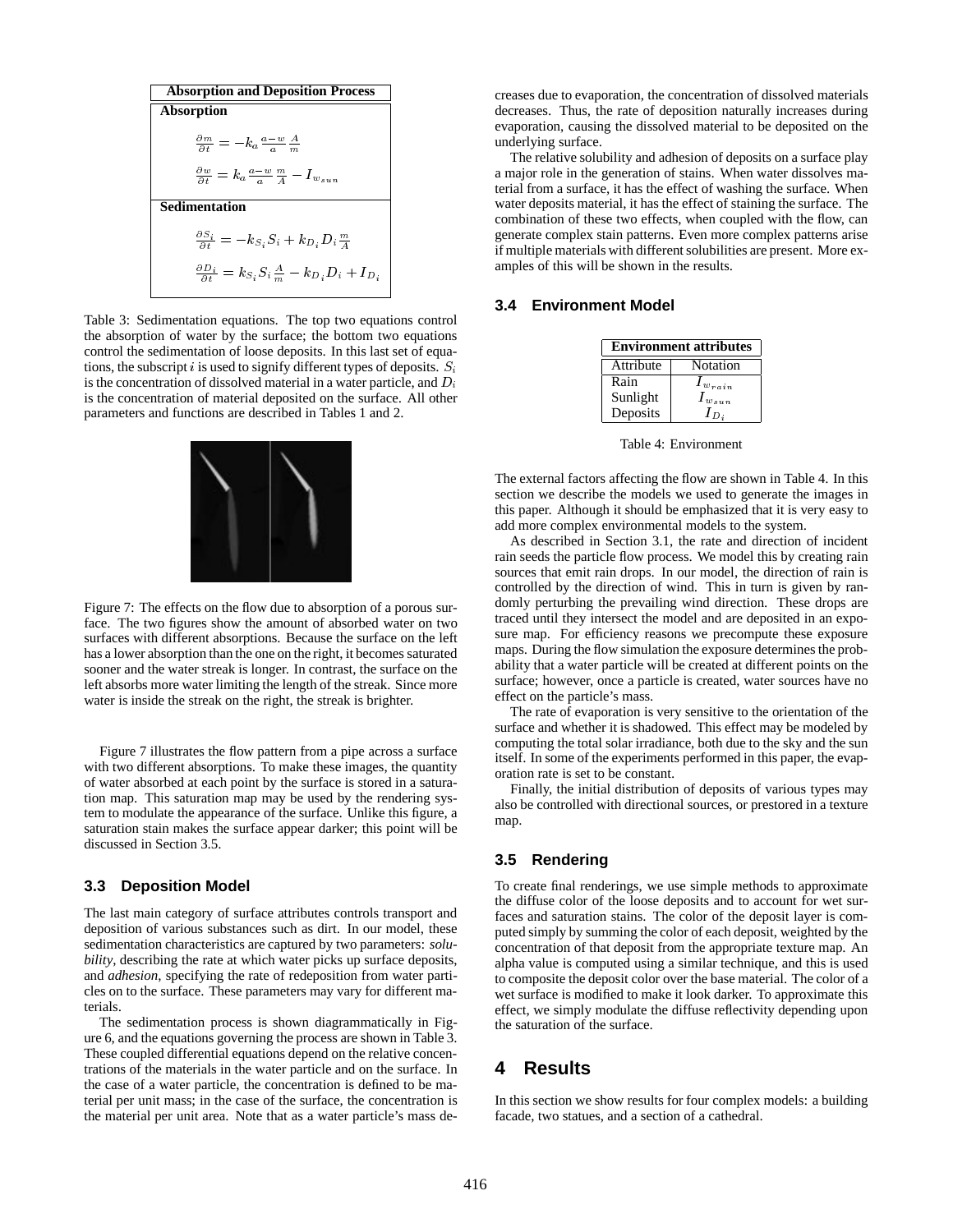| Absorption and Deposition Process |
|---|
| **Absorption** |
| $\frac{\partial m}{\partial t} = -k_a \frac{a-w}{a} \frac{A}{m}$ |
| $\frac{\partial w}{\partial t} = k_a \frac{a-w}{a} \frac{m}{A} - I_{w_{sun}}$ |
| **Sedimentation** |
| $\frac{\partial S_i}{\partial t} = -k_{S_i} S_i + k_{D_i} D_i \frac{m}{A}$ |
| $\frac{\partial D_i}{\partial t} = k_{S_i} S_i \frac{A}{m} - k_{D_i} D_i + I_{D_i}$ |

Table 3: Sedimentation equations. The top two equations control the absorption of water by the surface; the bottom two equations control the sedimentation of loose deposits. In this last set of equations, the subscript $i$ is used to signify different types of deposits. $S_i$ is the concentration of dissolved material in a water particle, and $D_i$ is the concentration of material deposited on the surface. All other parameters and functions are described in Tables 1 and 2.

Figure 7: The effects on the flow due to absorption of a porous surface. The two figures show the amount of absorbed water on two surfaces with different absorptions. Because the surface on the left has a lower absorption than the one on the right, it becomes saturated sooner and the water streak is longer. In contrast, the surface on the left absorbs more water limiting the length of the streak. Since more water is inside the streak on the right, the streak is brighter.

Figure 7 illustrates the flow pattern from a pipe across a surface with two different absorptions. To make these images, the quantity of water absorbed at each point by the surface is stored in a saturation map. This saturation map may be used by the rendering system to modulate the appearance of the surface. Unlike this figure, a saturation stain makes the surface appear darker; this point will be discussed in Section 3.5.

### 3.3 Deposition Model

The last main category of surface attributes controls transport and deposition of various substances such as dirt. In our model, these sedimentation characteristics are captured by two parameters: *solubility*, describing the rate at which water picks up surface deposits, and *adhesion*, specifying the rate of redeposition from water particles on to the surface. These parameters may vary for different materials.

The sedimentation process is shown diagrammatically in Figure 6, and the equations governing the process are shown in Table 3. These coupled differential equations depend on the relative concentrations of the materials in the water particle and on the surface. In the case of a water particle, the concentration is defined to be material per unit mass; in the case of the surface, the concentration is the material per unit area. Note that as a water particle's mass decreases due to evaporation, the concentration of dissolved materials decreases. Thus, the rate of deposition naturally increases during evaporation, causing the dissolved material to be deposited on the underlying surface.

The relative solubility and adhesion of deposits on a surface play a major role in the generation of stains. When water dissolves material from a surface, it has the effect of washing the surface. When water deposits material, it has the effect of staining the surface. The combination of these two effects, when coupled with the flow, can generate complex stain patterns. Even more complex patterns arise if multiple materials with different solubilities are present. More examples of this will be shown in the results.

### 3.4 Environment Model

| Environment attributes | |
|---|---|
| Attribute | Notation |
| Rain | $I_{w_{rain}}$ |
| Sunlight | $I_{w_{sun}}$ |
| Deposits | $I_{D_i}$ |

Table 4: Environment

The external factors affecting the flow are shown in Table 4. In this section we describe the models we used to generate the images in this paper. Although it should be emphasized that it is very easy to add more complex environmental models to the system.

As described in Section 3.1, the rate and direction of incident rain seeds the particle flow process. We model this by creating rain sources that emit rain drops. In our model, the direction of rain is controlled by the direction of wind. This in turn is given by randomly perturbing the prevailing wind direction. These drops are traced until they intersect the model and are deposited in an exposure map. For efficiency reasons we precompute these exposure maps. During the flow simulation the exposure determines the probability that a water particle will be created at different points on the surface; however, once a particle is created, water sources have no effect on the particle's mass.

The rate of evaporation is very sensitive to the orientation of the surface and whether it is shadowed. This effect may be modeled by computing the total solar irradiance, both due to the sky and the sun itself. In some of the experiments performed in this paper, the evaporation rate is set to be constant.

Finally, the initial distribution of deposits of various types may also be controlled with directional sources, or prestored in a texture map.

### 3.5 Rendering

To create final renderings, we use simple methods to approximate the diffuse color of the loose deposits and to account for wet surfaces and saturation stains. The color of the deposit layer is computed simply by summing the color of each deposit, weighted by the concentration of that deposit from the appropriate texture map. An alpha value is computed using a similar technique, and this is used to composite the deposit color over the base material. The color of a wet surface is modified to make it look darker. To approximate this effect, we simply modulate the diffuse reflectivity depending upon the saturation of the surface.

## 4 Results

In this section we show results for four complex models: a building facade, two statues, and a section of a cathedral.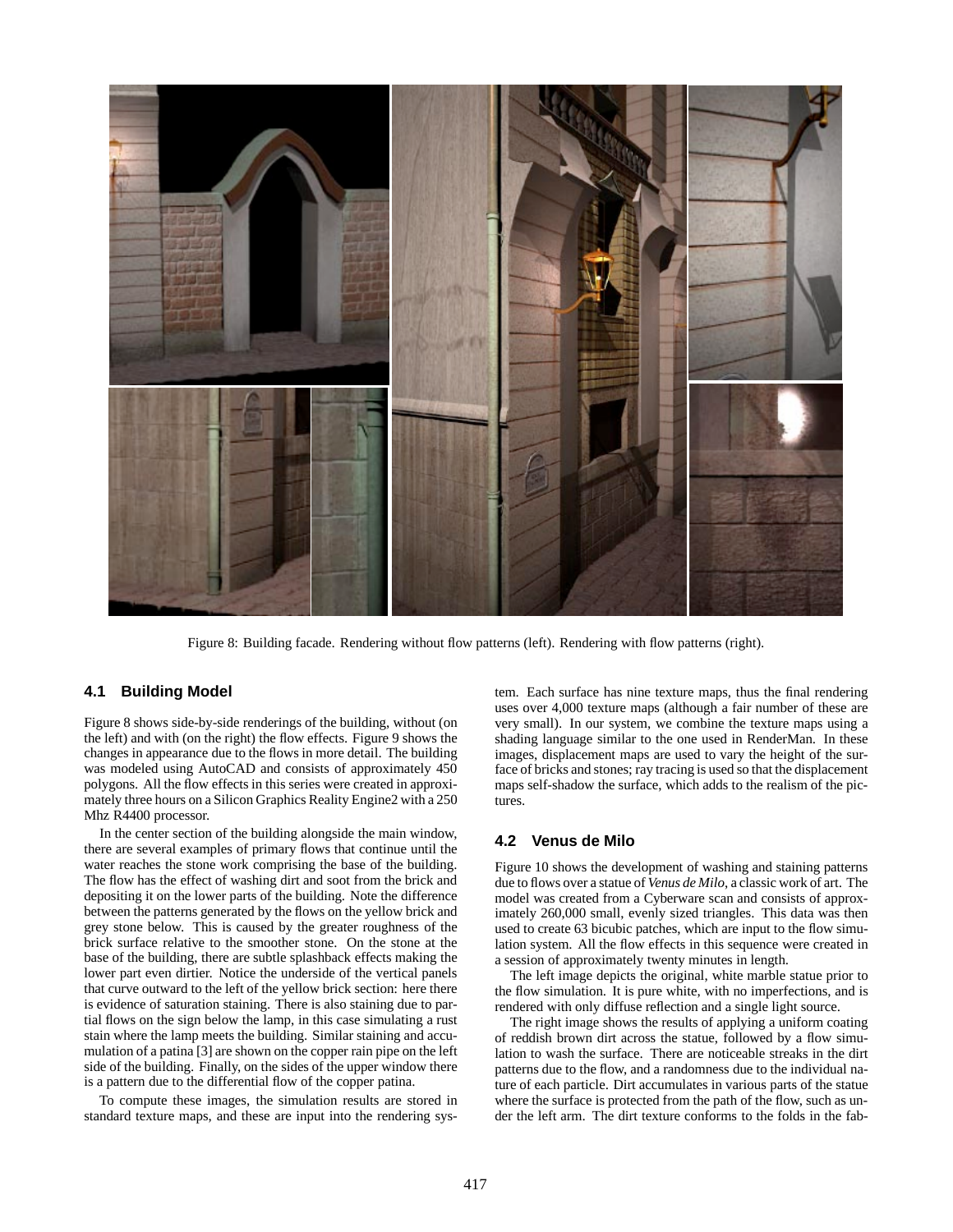Figure 8: Building facade. Rendering without flow patterns (left). Rendering with flow patterns (right).

## 4.1 Building Model

Figure 8 shows side-by-side renderings of the building, without (on the left) and with (on the right) the flow effects. Figure 9 shows the changes in appearance due to the flows in more detail. The building was modeled using AutoCAD and consists of approximately 450 polygons. All the flow effects in this series were created in approximately three hours on a Silicon Graphics Reality Engine2 with a 250 Mhz R4400 processor.

In the center section of the building alongside the main window, there are several examples of primary flows that continue until the water reaches the stone work comprising the base of the building. The flow has the effect of washing dirt and soot from the brick and depositing it on the lower parts of the building. Note the difference between the patterns generated by the flows on the yellow brick and grey stone below. This is caused by the greater roughness of the brick surface relative to the smoother stone. On the stone at the base of the building, there are subtle splashback effects making the lower part even dirtier. Notice the underside of the vertical panels that curve outward to the left of the yellow brick section: here there is evidence of saturation staining. There is also staining due to partial flows on the sign below the lamp, in this case simulating a rust stain where the lamp meets the building. Similar staining and accumulation of a patina [3] are shown on the copper rain pipe on the left side of the building. Finally, on the sides of the upper window there is a pattern due to the differential flow of the copper patina.

To compute these images, the simulation results are stored in standard texture maps, and these are input into the rendering system. Each surface has nine texture maps, thus the final rendering uses over 4,000 texture maps (although a fair number of these are very small). In our system, we combine the texture maps using a shading language similar to the one used in RenderMan. In these images, displacement maps are used to vary the height of the surface of bricks and stones; ray tracing is used so that the displacement maps self-shadow the surface, which adds to the realism of the pictures.

## 4.2 Venus de Milo

Figure 10 shows the development of washing and staining patterns due to flows over a statue of *Venus de Milo*, a classic work of art. The model was created from a Cyberware scan and consists of approximately 260,000 small, evenly sized triangles. This data was then used to create 63 bicubic patches, which are input to the flow simulation system. All the flow effects in this sequence were created in a session of approximately twenty minutes in length.

The left image depicts the original, white marble statue prior to the flow simulation. It is pure white, with no imperfections, and is rendered with only diffuse reflection and a single light source.

The right image shows the results of applying a uniform coating of reddish brown dirt across the statue, followed by a flow simulation to wash the surface. There are noticeable streaks in the dirt patterns due to the flow, and a randomness due to the individual nature of each particle. Dirt accumulates in various parts of the statue where the surface is protected from the path of the flow, such as under the left arm. The dirt texture conforms to the folds in the fab-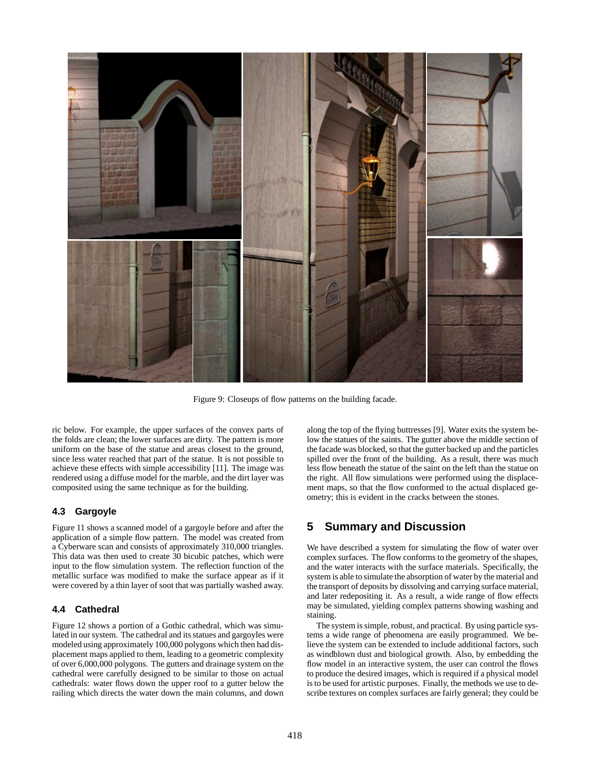Figure 9: Closeups of flow patterns on the building facade.

ric below. For example, the upper surfaces of the convex parts of the folds are clean; the lower surfaces are dirty. The pattern is more uniform on the base of the statue and areas closest to the ground, since less water reached that part of the statue. It is not possible to achieve these effects with simple accessibility [11]. The image was rendered using a diffuse model for the marble, and the dirt layer was composited using the same technique as for the building.

### 4.3 Gargoyle

Figure 11 shows a scanned model of a gargoyle before and after the application of a simple flow pattern. The model was created from a Cyberware scan and consists of approximately 310,000 triangles. This data was then used to create 30 bicubic patches, which were input to the flow simulation system. The reflection function of the metallic surface was modified to make the surface appear as if it were covered by a thin layer of soot that was partially washed away.

### 4.4 Cathedral

Figure 12 shows a portion of a Gothic cathedral, which was simulated in our system. The cathedral and its statues and gargoyles were modeled using approximately 100,000 polygons which then had displacement maps applied to them, leading to a geometric complexity of over 6,000,000 polygons. The gutters and drainage system on the cathedral were carefully designed to be similar to those on actual cathedrals: water flows down the upper roof to a gutter below the railing which directs the water down the main columns, and down along the top of the flying buttresses [9]. Water exits the system below the statues of the saints. The gutter above the middle section of the facade was blocked, so that the gutter backed up and the particles spilled over the front of the building. As a result, there was much less flow beneath the statue of the saint on the left than the statue on the right. All flow simulations were performed using the displacement maps, so that the flow conformed to the actual displaced geometry; this is evident in the cracks between the stones.

## 5 Summary and Discussion

We have described a system for simulating the flow of water over complex surfaces. The flow conforms to the geometry of the shapes, and the water interacts with the surface materials. Specifically, the system is able to simulate the absorption of water by the material and the transport of deposits by dissolving and carrying surface material, and later redepositing it. As a result, a wide range of flow effects may be simulated, yielding complex patterns showing washing and staining.

The system is simple, robust, and practical. By using particle systems a wide range of phenomena are easily programmed. We believe the system can be extended to include additional factors, such as windblown dust and biological growth. Also, by embedding the flow model in an interactive system, the user can control the flows to produce the desired images, which is required if a physical model is to be used for artistic purposes. Finally, the methods we use to describe textures on complex surfaces are fairly general; they could be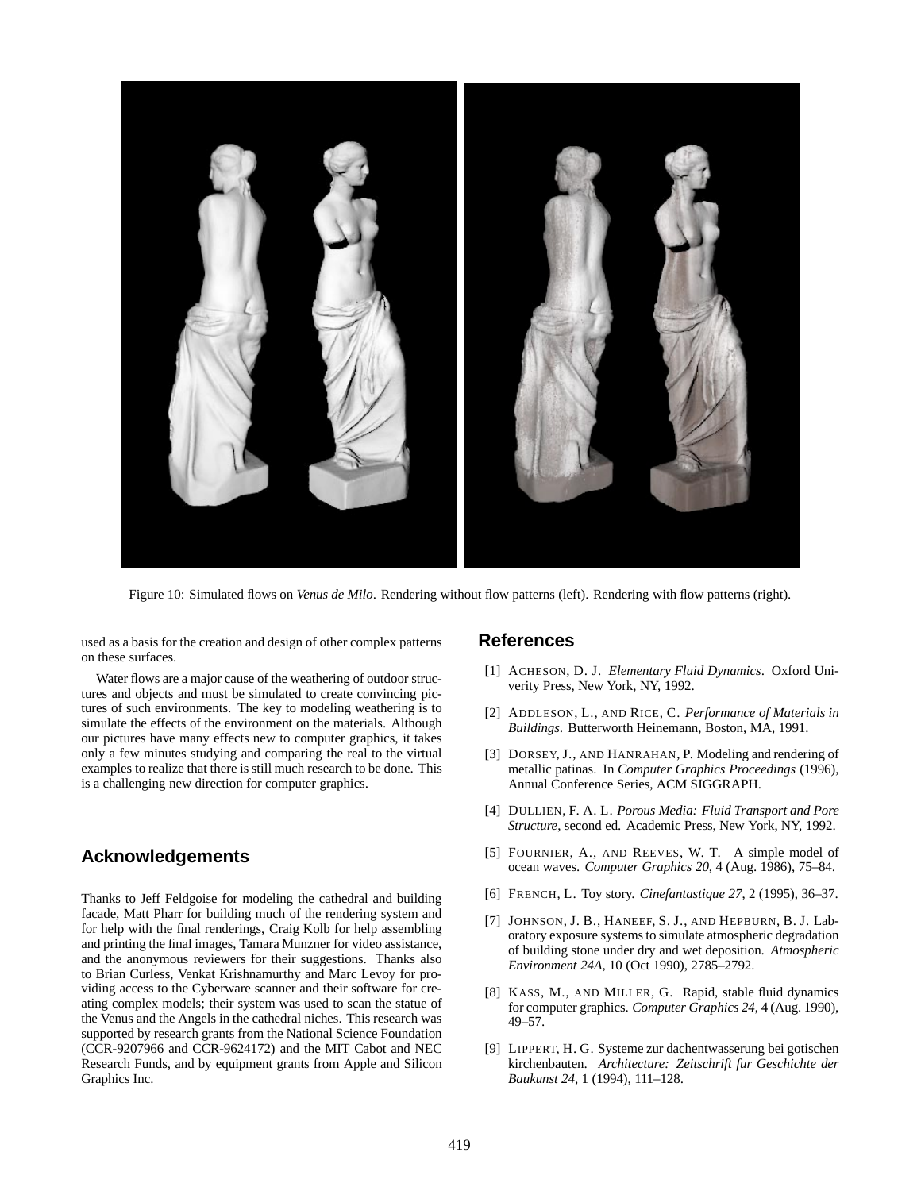Figure 10: Simulated flows on *Venus de Milo*. Rendering without flow patterns (left). Rendering with flow patterns (right).

used as a basis for the creation and design of other complex patterns on these surfaces.

Water flows are a major cause of the weathering of outdoor structures and objects and must be simulated to create convincing pictures of such environments. The key to modeling weathering is to simulate the effects of the environment on the materials. Although our pictures have many effects new to computer graphics, it takes only a few minutes studying and comparing the real to the virtual examples to realize that there is still much research to be done. This is a challenging new direction for computer graphics.

## Acknowledgements

Thanks to Jeff Feldgoise for modeling the cathedral and building facade, Matt Pharr for building much of the rendering system and for help with the final renderings, Craig Kolb for help assembling and printing the final images, Tamara Munzner for video assistance, and the anonymous reviewers for their suggestions. Thanks also to Brian Curless, Venkat Krishnamurthy and Marc Levoy for providing access to the Cyberware scanner and their software for creating complex models; their system was used to scan the statue of the Venus and the Angels in the cathedral niches. This research was supported by research grants from the National Science Foundation (CCR-9207966 and CCR-9624172) and the MIT Cabot and NEC Research Funds, and by equipment grants from Apple and Silicon Graphics Inc.

## References

[1] ACHESON, D. J. *Elementary Fluid Dynamics*. Oxford Univerity Press, New York, NY, 1992.

[2] ADDLESON, L., AND RICE, C. *Performance of Materials in Buildings*. Butterworth Heinemann, Boston, MA, 1991.

[3] DORSEY, J., AND HANRAHAN, P. Modeling and rendering of metallic patinas. In *Computer Graphics Proceedings* (1996), Annual Conference Series, ACM SIGGRAPH.

[4] DULLIEN, F. A. L. *Porous Media: Fluid Transport and Pore Structure*, second ed. Academic Press, New York, NY, 1992.

[5] FOURNIER, A., AND REEVES, W. T. A simple model of ocean waves. *Computer Graphics 20*, 4 (Aug. 1986), 75–84.

[6] FRENCH, L. Toy story. *Cinefantastique 27*, 2 (1995), 36–37.

[7] JOHNSON, J. B., HANEEF, S. J., AND HEPBURN, B. J. Laboratory exposure systems to simulate atmospheric degradation of building stone under dry and wet deposition. *Atmospheric Environment 24A*, 10 (Oct 1990), 2785–2792.

[8] KASS, M., AND MILLER, G. Rapid, stable fluid dynamics for computer graphics. *Computer Graphics 24*, 4 (Aug. 1990), 49–57.

[9] LIPPERT, H. G. Systeme zur dachentwasserung bei gotischen kirchenbauten. *Architecture: Zeitschrift fur Geschichte der Baukunst 24*, 1 (1994), 111–128.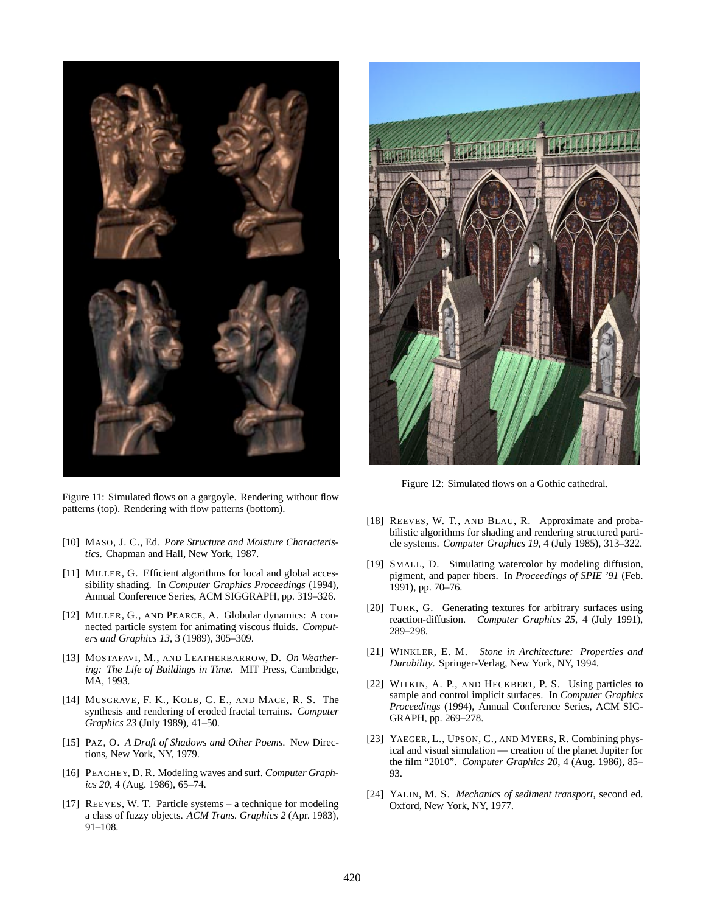Figure 11: Simulated flows on a gargoyle. Rendering without flow patterns (top). Rendering with flow patterns (bottom).

Figure 12: Simulated flows on a Gothic cathedral.

[10] MASO, J. C., Ed. *Pore Structure and Moisture Characteristics*. Chapman and Hall, New York, 1987.

[11] MILLER, G. Efficient algorithms for local and global accessibility shading. In *Computer Graphics Proceedings* (1994), Annual Conference Series, ACM SIGGRAPH, pp. 319–326.

[12] MILLER, G., AND PEARCE, A. Globular dynamics: A connected particle system for animating viscous fluids. *Computers and Graphics 13*, 3 (1989), 305–309.

[13] MOSTAFAVI, M., AND LEATHERBARROW, D. *On Weathering: The Life of Buildings in Time*. MIT Press, Cambridge, MA, 1993.

[14] MUSGRAVE, F. K., KOLB, C. E., AND MACE, R. S. The synthesis and rendering of eroded fractal terrains. *Computer Graphics 23* (July 1989), 41–50.

[15] PAZ, O. *A Draft of Shadows and Other Poems*. New Directions, New York, NY, 1979.

[16] PEACHEY, D. R. Modeling waves and surf. *Computer Graphics 20*, 4 (Aug. 1986), 65–74.

[17] REEVES, W. T. Particle systems – a technique for modeling a class of fuzzy objects. *ACM Trans. Graphics 2* (Apr. 1983), 91–108.

[18] REEVES, W. T., AND BLAU, R. Approximate and probabilistic algorithms for shading and rendering structured particle systems. *Computer Graphics 19*, 4 (July 1985), 313–322.

[19] SMALL, D. Simulating watercolor by modeling diffusion, pigment, and paper fibers. In *Proceedings of SPIE '91* (Feb. 1991), pp. 70–76.

[20] TURK, G. Generating textures for arbitrary surfaces using reaction-diffusion. *Computer Graphics 25*, 4 (July 1991), 289–298.

[21] WINKLER, E. M. *Stone in Architecture: Properties and Durability*. Springer-Verlag, New York, NY, 1994.

[22] WITKIN, A. P., AND HECKBERT, P. S. Using particles to sample and control implicit surfaces. In *Computer Graphics Proceedings* (1994), Annual Conference Series, ACM SIGGRAPH, pp. 269–278.

[23] YAEGER, L., UPSON, C., AND MYERS, R. Combining physical and visual simulation — creation of the planet Jupiter for the film "2010". *Computer Graphics 20*, 4 (Aug. 1986), 85–93.

[24] YALIN, M. S. *Mechanics of sediment transport*, second ed. Oxford, New York, NY, 1977.